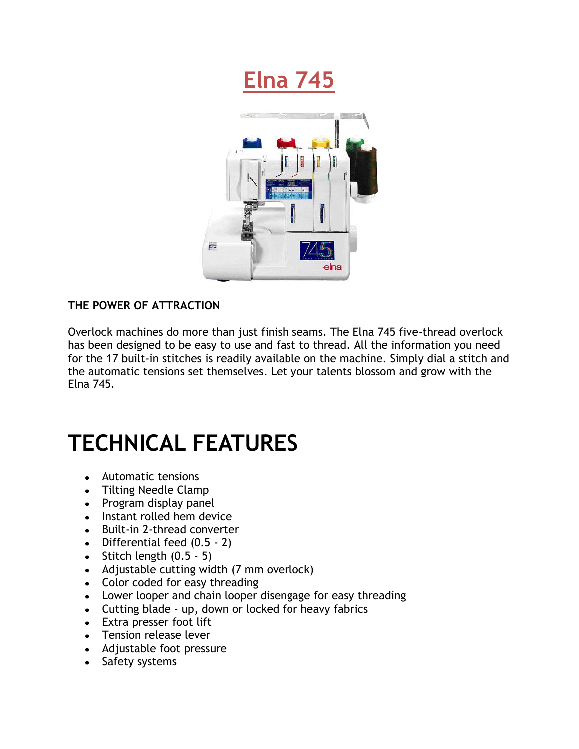# Elna 745

**THE POWER OF ATTRACTION**

Overlock machines do more than just finish seams. The Elna 745 five-thread overlock has been designed to be easy to use and fast to thread. All the information you need for the 17 built-in stitches is readily available on the machine. Simply dial a stitch and the automatic tensions set themselves. Let your talents blossom and grow with the Elna 745.

# TECHNICAL FEATURES

- Automatic tensions
- Tilting Needle Clamp
- Program display panel
- Instant rolled hem device
- Built-in 2-thread converter
- Differential feed (0.5 - 2)
- Stitch length (0.5 - 5)
- Adjustable cutting width (7 mm overlock)
- Color coded for easy threading
- Lower looper and chain looper disengage for easy threading
- Cutting blade - up, down or locked for heavy fabrics
- Extra presser foot lift
- Tension release lever
- Adjustable foot pressure
- Safety systems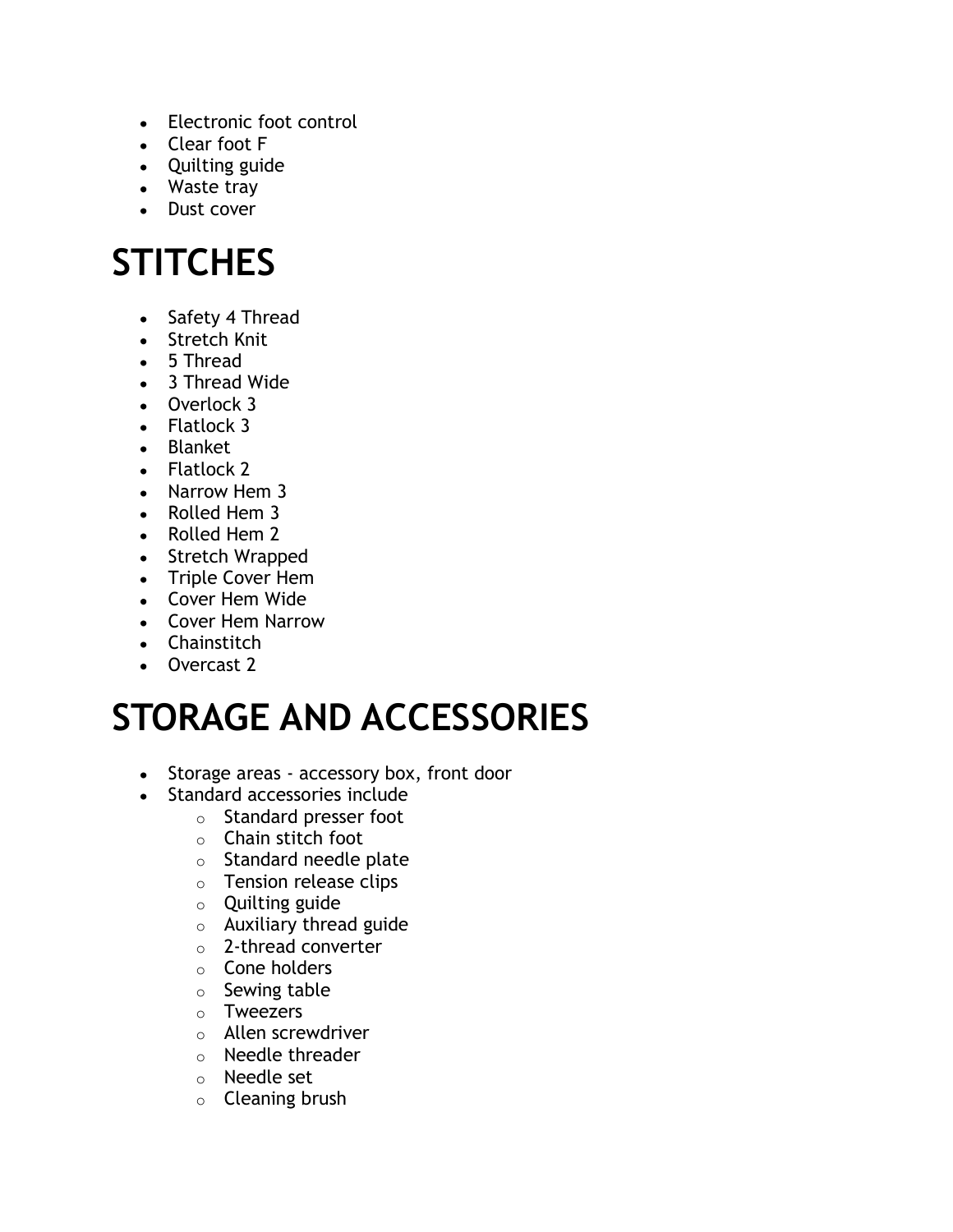- Electronic foot control
- Clear foot F
- Quilting guide
- Waste tray
- Dust cover

# STITCHES

- Safety 4 Thread
- Stretch Knit
- 5 Thread
- 3 Thread Wide
- Overlock 3
- Flatlock 3
- Blanket
- Flatlock 2
- Narrow Hem 3
- Rolled Hem 3
- Rolled Hem 2
- Stretch Wrapped
- Triple Cover Hem
- Cover Hem Wide
- Cover Hem Narrow
- Chainstitch
- Overcast 2

# STORAGE AND ACCESSORIES

- Storage areas - accessory box, front door
- Standard accessories include
  - Standard presser foot
  - Chain stitch foot
  - Standard needle plate
  - Tension release clips
  - Quilting guide
  - Auxiliary thread guide
  - 2-thread converter
  - Cone holders
  - Sewing table
  - Tweezers
  - Allen screwdriver
  - Needle threader
  - Needle set
  - Cleaning brush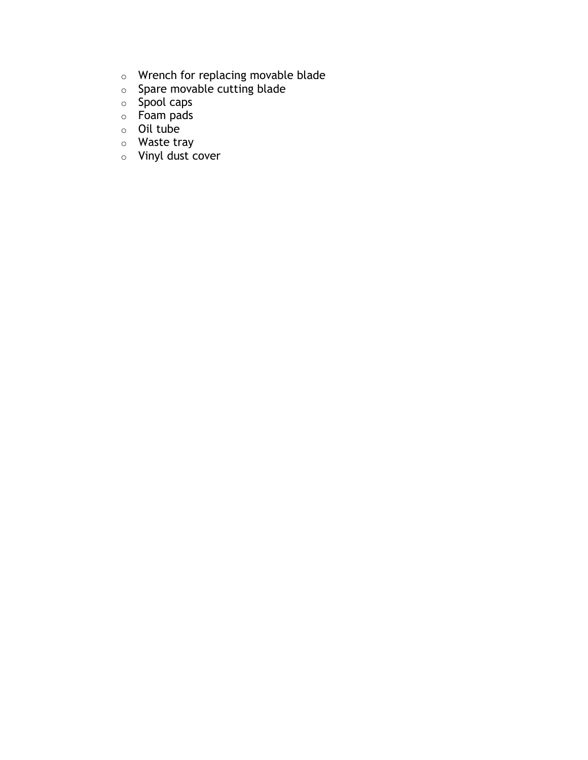- Wrench for replacing movable blade
- Spare movable cutting blade
- Spool caps
- Foam pads
- Oil tube
- Waste tray
- Vinyl dust cover